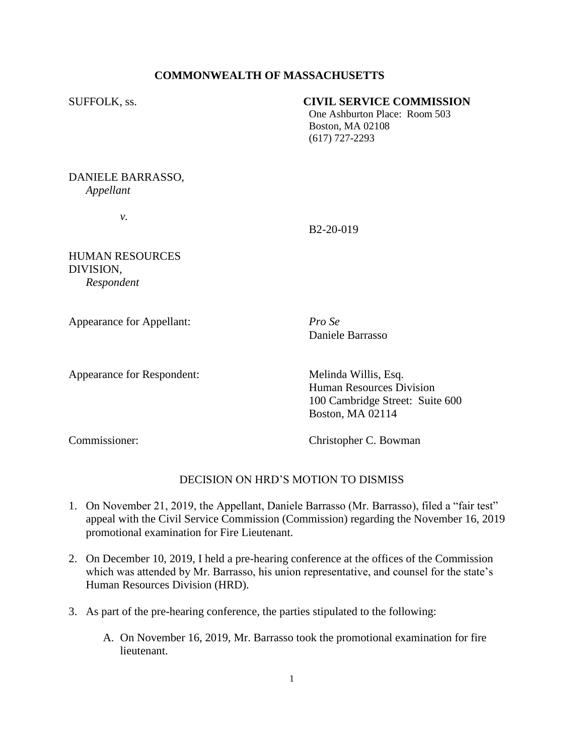**COMMONWEALTH OF MASSACHUSETTS**

SUFFOLK, ss.

**CIVIL SERVICE COMMISSION**
One Ashburton Place: Room 503
Boston, MA 02108
(617) 727-2293

DANIELE BARRASSO,
*Appellant*

*v.*

B2-20-019

HUMAN RESOURCES DIVISION,
*Respondent*

Appearance for Appellant: *Pro Se*
Daniele Barrasso

Appearance for Respondent: Melinda Willis, Esq.
Human Resources Division
100 Cambridge Street: Suite 600
Boston, MA 02114

Commissioner: Christopher C. Bowman

DECISION ON HRD'S MOTION TO DISMISS

1. On November 21, 2019, the Appellant, Daniele Barrasso (Mr. Barrasso), filed a "fair test" appeal with the Civil Service Commission (Commission) regarding the November 16, 2019 promotional examination for Fire Lieutenant.

2. On December 10, 2019, I held a pre-hearing conference at the offices of the Commission which was attended by Mr. Barrasso, his union representative, and counsel for the state's Human Resources Division (HRD).

3. As part of the pre-hearing conference, the parties stipulated to the following:

   A. On November 16, 2019, Mr. Barrasso took the promotional examination for fire lieutenant.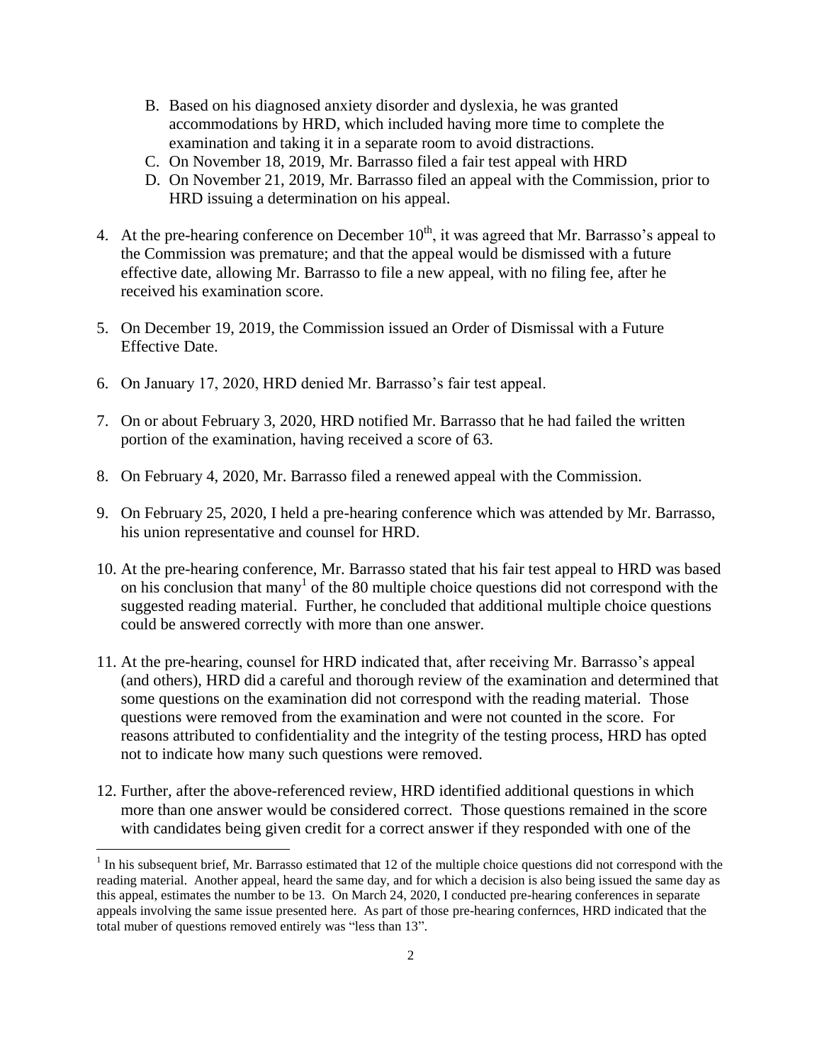B. Based on his diagnosed anxiety disorder and dyslexia, he was granted accommodations by HRD, which included having more time to complete the examination and taking it in a separate room to avoid distractions.
C. On November 18, 2019, Mr. Barrasso filed a fair test appeal with HRD
D. On November 21, 2019, Mr. Barrasso filed an appeal with the Commission, prior to HRD issuing a determination on his appeal.

4. At the pre-hearing conference on December 10th, it was agreed that Mr. Barrasso's appeal to the Commission was premature; and that the appeal would be dismissed with a future effective date, allowing Mr. Barrasso to file a new appeal, with no filing fee, after he received his examination score.

5. On December 19, 2019, the Commission issued an Order of Dismissal with a Future Effective Date.

6. On January 17, 2020, HRD denied Mr. Barrasso's fair test appeal.

7. On or about February 3, 2020, HRD notified Mr. Barrasso that he had failed the written portion of the examination, having received a score of 63.

8. On February 4, 2020, Mr. Barrasso filed a renewed appeal with the Commission.

9. On February 25, 2020, I held a pre-hearing conference which was attended by Mr. Barrasso, his union representative and counsel for HRD.

10. At the pre-hearing conference, Mr. Barrasso stated that his fair test appeal to HRD was based on his conclusion that many[1] of the 80 multiple choice questions did not correspond with the suggested reading material. Further, he concluded that additional multiple choice questions could be answered correctly with more than one answer.

11. At the pre-hearing, counsel for HRD indicated that, after receiving Mr. Barrasso's appeal (and others), HRD did a careful and thorough review of the examination and determined that some questions on the examination did not correspond with the reading material. Those questions were removed from the examination and were not counted in the score. For reasons attributed to confidentiality and the integrity of the testing process, HRD has opted not to indicate how many such questions were removed.

12. Further, after the above-referenced review, HRD identified additional questions in which more than one answer would be considered correct. Those questions remained in the score with candidates being given credit for a correct answer if they responded with one of the

[1] In his subsequent brief, Mr. Barrasso estimated that 12 of the multiple choice questions did not correspond with the reading material. Another appeal, heard the same day, and for which a decision is also being issued the same day as this appeal, estimates the number to be 13. On March 24, 2020, I conducted pre-hearing conferences in separate appeals involving the same issue presented here. As part of those pre-hearing confernces, HRD indicated that the total muber of questions removed entirely was "less than 13".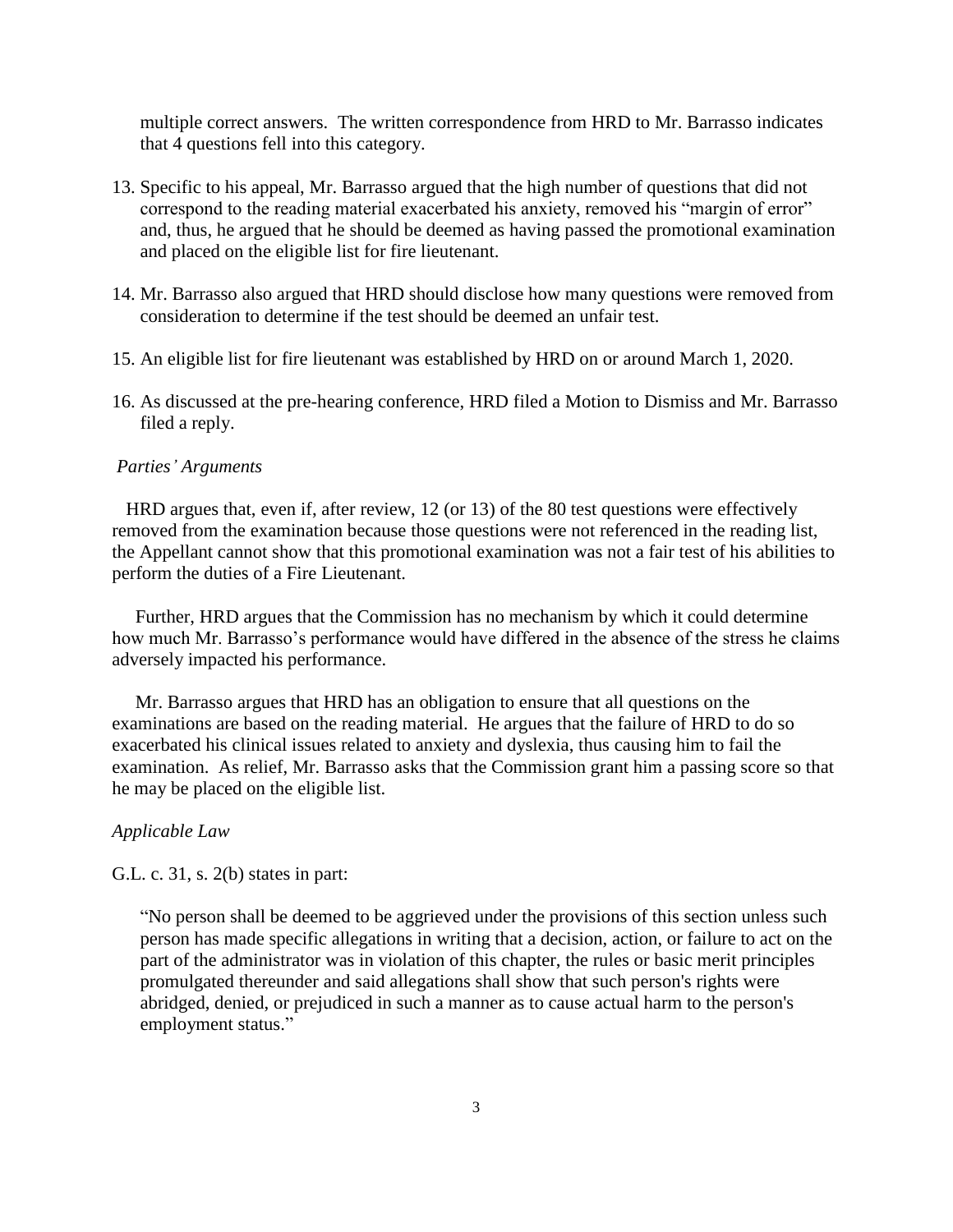multiple correct answers. The written correspondence from HRD to Mr. Barrasso indicates that 4 questions fell into this category.

13. Specific to his appeal, Mr. Barrasso argued that the high number of questions that did not correspond to the reading material exacerbated his anxiety, removed his "margin of error" and, thus, he argued that he should be deemed as having passed the promotional examination and placed on the eligible list for fire lieutenant.

14. Mr. Barrasso also argued that HRD should disclose how many questions were removed from consideration to determine if the test should be deemed an unfair test.

15. An eligible list for fire lieutenant was established by HRD on or around March 1, 2020.

16. As discussed at the pre-hearing conference, HRD filed a Motion to Dismiss and Mr. Barrasso filed a reply.

*Parties' Arguments*

HRD argues that, even if, after review, 12 (or 13) of the 80 test questions were effectively removed from the examination because those questions were not referenced in the reading list, the Appellant cannot show that this promotional examination was not a fair test of his abilities to perform the duties of a Fire Lieutenant.

Further, HRD argues that the Commission has no mechanism by which it could determine how much Mr. Barrasso's performance would have differed in the absence of the stress he claims adversely impacted his performance.

Mr. Barrasso argues that HRD has an obligation to ensure that all questions on the examinations are based on the reading material. He argues that the failure of HRD to do so exacerbated his clinical issues related to anxiety and dyslexia, thus causing him to fail the examination. As relief, Mr. Barrasso asks that the Commission grant him a passing score so that he may be placed on the eligible list.

*Applicable Law*

G.L. c. 31, s. 2(b) states in part:

> "No person shall be deemed to be aggrieved under the provisions of this section unless such person has made specific allegations in writing that a decision, action, or failure to act on the part of the administrator was in violation of this chapter, the rules or basic merit principles promulgated thereunder and said allegations shall show that such person's rights were abridged, denied, or prejudiced in such a manner as to cause actual harm to the person's employment status."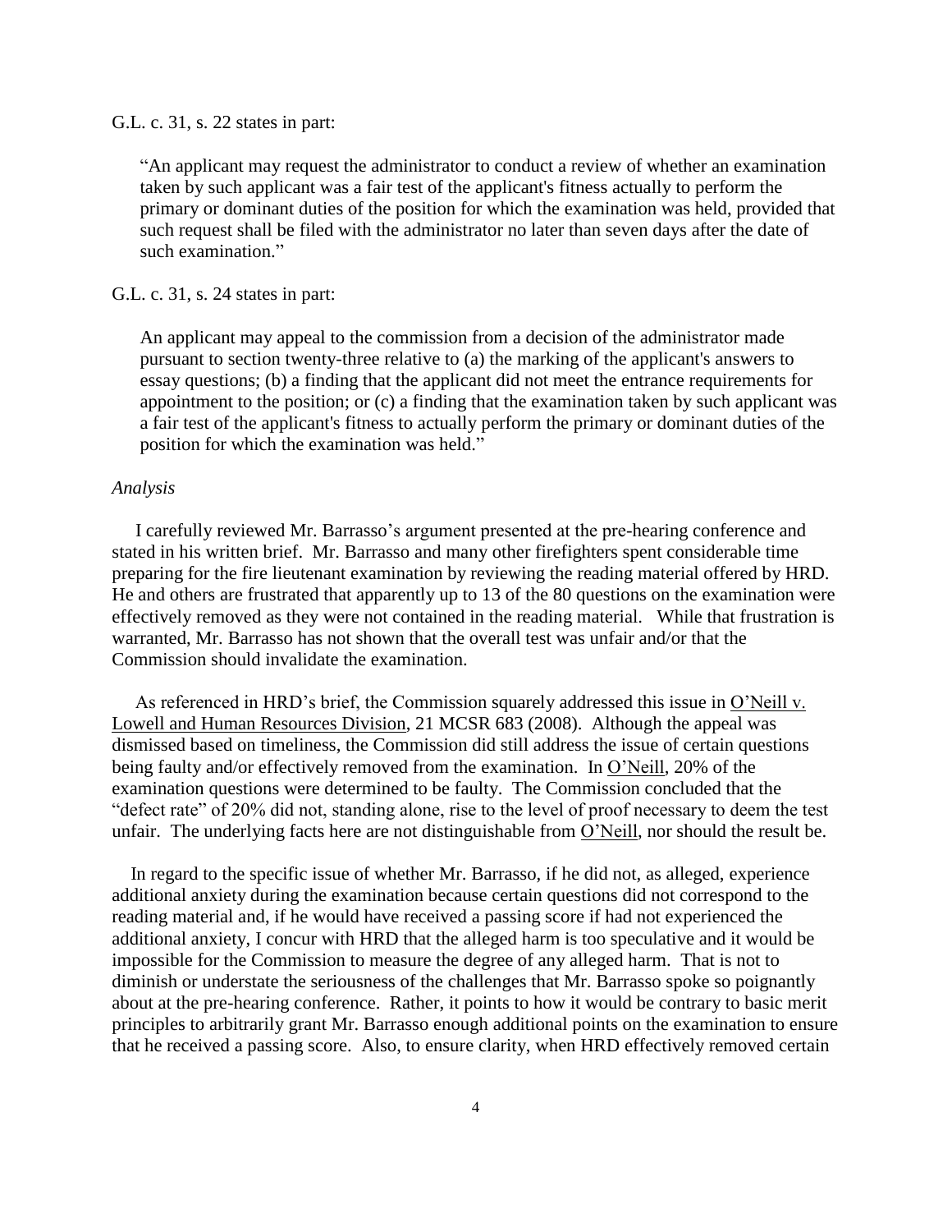G.L. c. 31, s. 22 states in part:

> "An applicant may request the administrator to conduct a review of whether an examination taken by such applicant was a fair test of the applicant's fitness actually to perform the primary or dominant duties of the position for which the examination was held, provided that such request shall be filed with the administrator no later than seven days after the date of such examination."

G.L. c. 31, s. 24 states in part:

> An applicant may appeal to the commission from a decision of the administrator made pursuant to section twenty-three relative to (a) the marking of the applicant's answers to essay questions; (b) a finding that the applicant did not meet the entrance requirements for appointment to the position; or (c) a finding that the examination taken by such applicant was a fair test of the applicant's fitness to actually perform the primary or dominant duties of the position for which the examination was held."

*Analysis*

I carefully reviewed Mr. Barrasso's argument presented at the pre-hearing conference and stated in his written brief. Mr. Barrasso and many other firefighters spent considerable time preparing for the fire lieutenant examination by reviewing the reading material offered by HRD. He and others are frustrated that apparently up to 13 of the 80 questions on the examination were effectively removed as they were not contained in the reading material. While that frustration is warranted, Mr. Barrasso has not shown that the overall test was unfair and/or that the Commission should invalidate the examination.

As referenced in HRD's brief, the Commission squarely addressed this issue in O'Neill v. Lowell and Human Resources Division, 21 MCSR 683 (2008). Although the appeal was dismissed based on timeliness, the Commission did still address the issue of certain questions being faulty and/or effectively removed from the examination. In O'Neill, 20% of the examination questions were determined to be faulty. The Commission concluded that the "defect rate" of 20% did not, standing alone, rise to the level of proof necessary to deem the test unfair. The underlying facts here are not distinguishable from O'Neill, nor should the result be.

In regard to the specific issue of whether Mr. Barrasso, if he did not, as alleged, experience additional anxiety during the examination because certain questions did not correspond to the reading material and, if he would have received a passing score if had not experienced the additional anxiety, I concur with HRD that the alleged harm is too speculative and it would be impossible for the Commission to measure the degree of any alleged harm. That is not to diminish or understate the seriousness of the challenges that Mr. Barrasso spoke so poignantly about at the pre-hearing conference. Rather, it points to how it would be contrary to basic merit principles to arbitrarily grant Mr. Barrasso enough additional points on the examination to ensure that he received a passing score. Also, to ensure clarity, when HRD effectively removed certain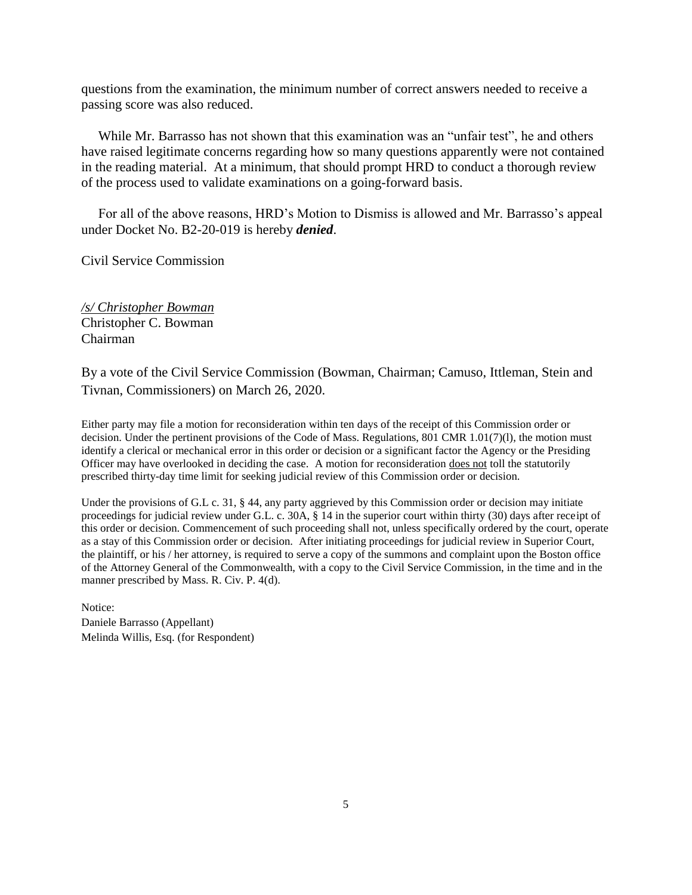questions from the examination, the minimum number of correct answers needed to receive a passing score was also reduced.

While Mr. Barrasso has not shown that this examination was an "unfair test", he and others have raised legitimate concerns regarding how so many questions apparently were not contained in the reading material. At a minimum, that should prompt HRD to conduct a thorough review of the process used to validate examinations on a going-forward basis.

For all of the above reasons, HRD's Motion to Dismiss is allowed and Mr. Barrasso's appeal under Docket No. B2-20-019 is hereby ***denied***.

Civil Service Commission

*/s/ Christopher Bowman*
Christopher C. Bowman
Chairman

By a vote of the Civil Service Commission (Bowman, Chairman; Camuso, Ittleman, Stein and Tivnan, Commissioners) on March 26, 2020.

Either party may file a motion for reconsideration within ten days of the receipt of this Commission order or decision. Under the pertinent provisions of the Code of Mass. Regulations, 801 CMR 1.01(7)(l), the motion must identify a clerical or mechanical error in this order or decision or a significant factor the Agency or the Presiding Officer may have overlooked in deciding the case. A motion for reconsideration does not toll the statutorily prescribed thirty-day time limit for seeking judicial review of this Commission order or decision.

Under the provisions of G.L c. 31, § 44, any party aggrieved by this Commission order or decision may initiate proceedings for judicial review under G.L. c. 30A, § 14 in the superior court within thirty (30) days after receipt of this order or decision. Commencement of such proceeding shall not, unless specifically ordered by the court, operate as a stay of this Commission order or decision. After initiating proceedings for judicial review in Superior Court, the plaintiff, or his / her attorney, is required to serve a copy of the summons and complaint upon the Boston office of the Attorney General of the Commonwealth, with a copy to the Civil Service Commission, in the time and in the manner prescribed by Mass. R. Civ. P. 4(d).

Notice:
Daniele Barrasso (Appellant)
Melinda Willis, Esq. (for Respondent)